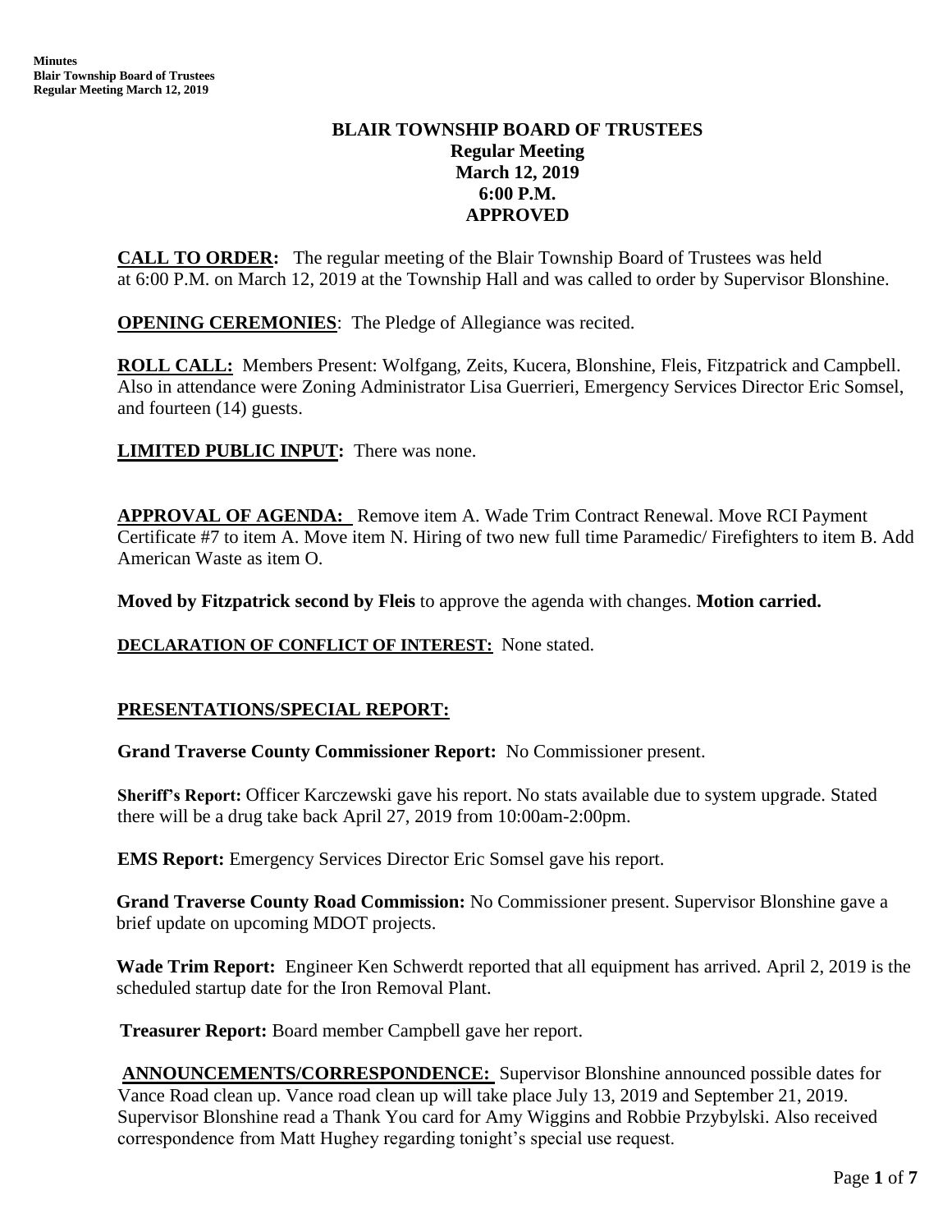# BLAIR TOWNSHIP BOARD OF TRUSTEES
## Regular Meeting
## March 12, 2019
## 6:00 P.M.
## APPROVED

**CALL TO ORDER:** The regular meeting of the Blair Township Board of Trustees was held at 6:00 P.M. on March 12, 2019 at the Township Hall and was called to order by Supervisor Blonshine.

**OPENING CEREMONIES**: The Pledge of Allegiance was recited.

**ROLL CALL:** Members Present: Wolfgang, Zeits, Kucera, Blonshine, Fleis, Fitzpatrick and Campbell. Also in attendance were Zoning Administrator Lisa Guerrieri, Emergency Services Director Eric Somsel, and fourteen (14) guests.

**LIMITED PUBLIC INPUT:** There was none.

**APPROVAL OF AGENDA:** Remove item A. Wade Trim Contract Renewal. Move RCI Payment Certificate #7 to item A. Move item N. Hiring of two new full time Paramedic/ Firefighters to item B. Add American Waste as item O.

**Moved by Fitzpatrick second by Fleis** to approve the agenda with changes. **Motion carried.**

**DECLARATION OF CONFLICT OF INTEREST:** None stated.

**PRESENTATIONS/SPECIAL REPORT:**

**Grand Traverse County Commissioner Report:** No Commissioner present.

**Sheriff's Report:** Officer Karczewski gave his report. No stats available due to system upgrade. Stated there will be a drug take back April 27, 2019 from 10:00am-2:00pm.

**EMS Report:** Emergency Services Director Eric Somsel gave his report.

**Grand Traverse County Road Commission:** No Commissioner present. Supervisor Blonshine gave a brief update on upcoming MDOT projects.

**Wade Trim Report:** Engineer Ken Schwerdt reported that all equipment has arrived. April 2, 2019 is the scheduled startup date for the Iron Removal Plant.

**Treasurer Report:** Board member Campbell gave her report.

**ANNOUNCEMENTS/CORRESPONDENCE:** Supervisor Blonshine announced possible dates for Vance Road clean up. Vance road clean up will take place July 13, 2019 and September 21, 2019. Supervisor Blonshine read a Thank You card for Amy Wiggins and Robbie Przybylski. Also received correspondence from Matt Hughey regarding tonight's special use request.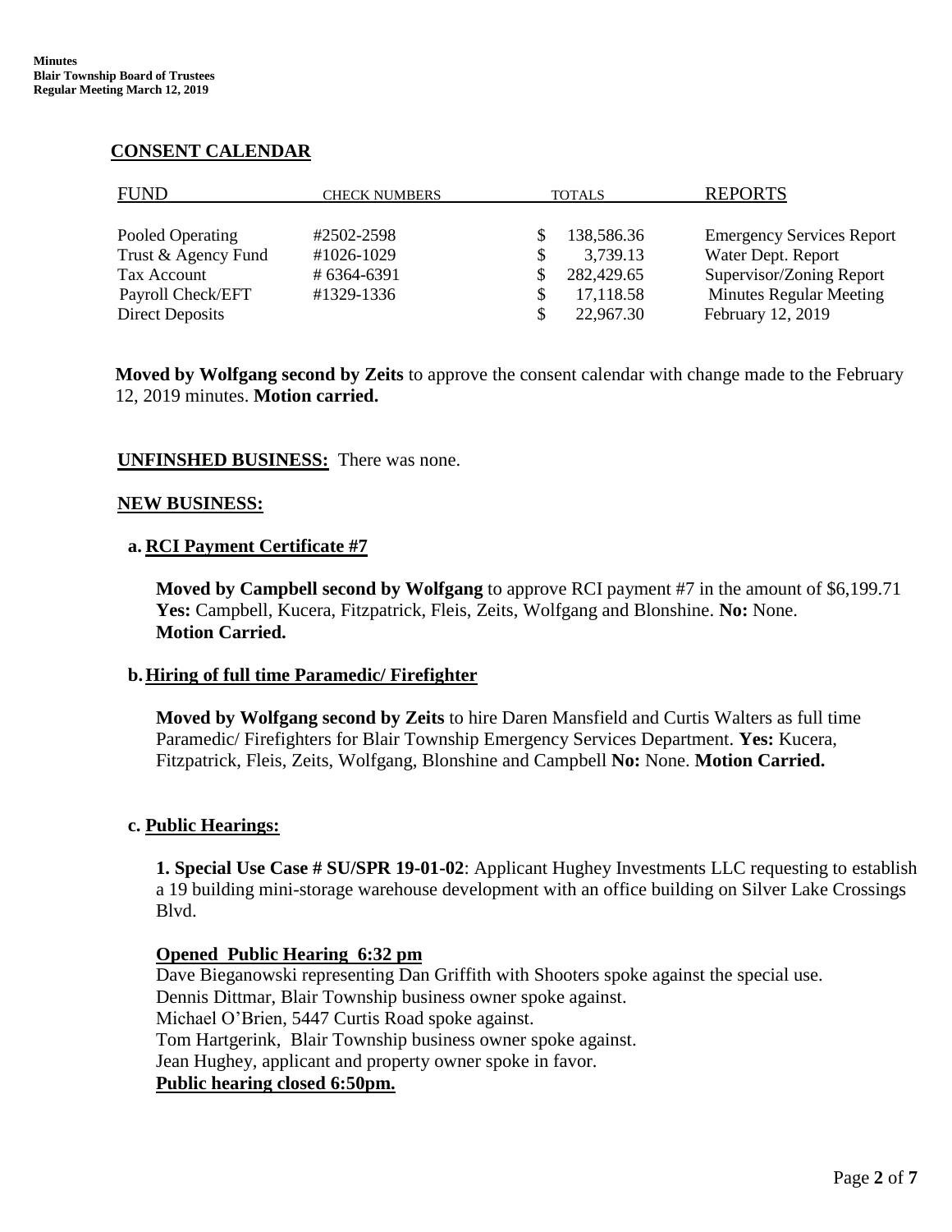## CONSENT CALENDAR

| FUND | CHECK NUMBERS | TOTALS | REPORTS |
|---|---|---|---|
| Pooled Operating | #2502-2598 | $ 138,586.36 | Emergency Services Report |
| Trust & Agency Fund | #1026-1029 | $ 3,739.13 | Water Dept. Report |
| Tax Account | # 6364-6391 | $ 282,429.65 | Supervisor/Zoning Report |
| Payroll Check/EFT | #1329-1336 | $ 17,118.58 | Minutes Regular Meeting |
| Direct Deposits | | $ 22,967.30 | February 12, 2019 |

**Moved by Wolfgang second by Zeits** to approve the consent calendar with change made to the February 12, 2019 minutes. **Motion carried.**

**UNFINSHED BUSINESS:** There was none.

**NEW BUSINESS:**

**a. RCI Payment Certificate #7**

**Moved by Campbell second by Wolfgang** to approve RCI payment #7 in the amount of $6,199.71 **Yes:** Campbell, Kucera, Fitzpatrick, Fleis, Zeits, Wolfgang and Blonshine. **No:** None. **Motion Carried.**

**b. Hiring of full time Paramedic/ Firefighter**

**Moved by Wolfgang second by Zeits** to hire Daren Mansfield and Curtis Walters as full time Paramedic/ Firefighters for Blair Township Emergency Services Department. **Yes:** Kucera, Fitzpatrick, Fleis, Zeits, Wolfgang, Blonshine and Campbell **No:** None. **Motion Carried.**

**c. Public Hearings:**

**1. Special Use Case # SU/SPR 19-01-02**: Applicant Hughey Investments LLC requesting to establish a 19 building mini-storage warehouse development with an office building on Silver Lake Crossings Blvd.

**Opened Public Hearing 6:32 pm**

Dave Bieganowski representing Dan Griffith with Shooters spoke against the special use.
Dennis Dittmar, Blair Township business owner spoke against.
Michael O'Brien, 5447 Curtis Road spoke against.
Tom Hartgerink, Blair Township business owner spoke against.
Jean Hughey, applicant and property owner spoke in favor.

**Public hearing closed 6:50pm.**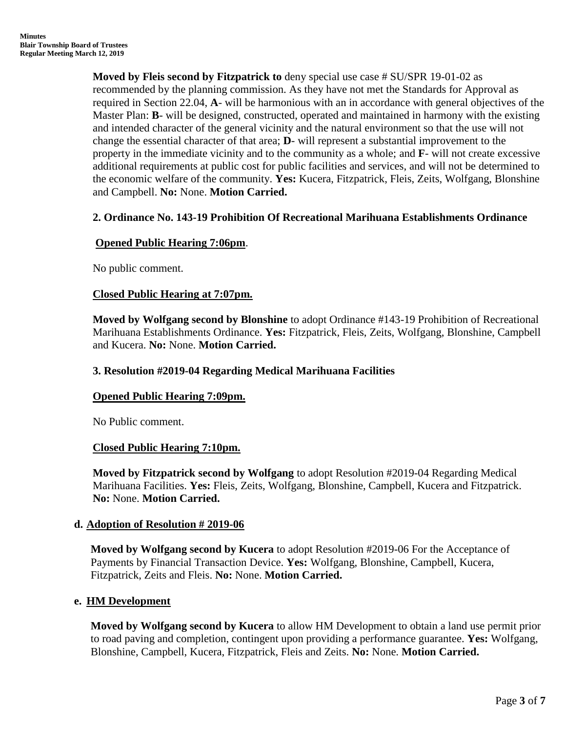**Moved by Fleis second by Fitzpatrick to** deny special use case # SU/SPR 19-01-02 as recommended by the planning commission. As they have not met the Standards for Approval as required in Section 22.04, **A**- will be harmonious with an in accordance with general objectives of the Master Plan: **B**- will be designed, constructed, operated and maintained in harmony with the existing and intended character of the general vicinity and the natural environment so that the use will not change the essential character of that area; **D**- will represent a substantial improvement to the property in the immediate vicinity and to the community as a whole; and **F**- will not create excessive additional requirements at public cost for public facilities and services, and will not be determined to the economic welfare of the community. **Yes:** Kucera, Fitzpatrick, Fleis, Zeits, Wolfgang, Blonshine and Campbell. **No:** None. **Motion Carried.**

**2. Ordinance No. 143-19 Prohibition Of Recreational Marihuana Establishments Ordinance**

**Opened Public Hearing 7:06pm**.

No public comment.

**Closed Public Hearing at 7:07pm.**

**Moved by Wolfgang second by Blonshine** to adopt Ordinance #143-19 Prohibition of Recreational Marihuana Establishments Ordinance. **Yes:** Fitzpatrick, Fleis, Zeits, Wolfgang, Blonshine, Campbell and Kucera. **No:** None. **Motion Carried.**

**3. Resolution #2019-04 Regarding Medical Marihuana Facilities**

**Opened Public Hearing 7:09pm.**

No Public comment.

**Closed Public Hearing 7:10pm.**

**Moved by Fitzpatrick second by Wolfgang** to adopt Resolution #2019-04 Regarding Medical Marihuana Facilities. **Yes:** Fleis, Zeits, Wolfgang, Blonshine, Campbell, Kucera and Fitzpatrick. **No:** None. **Motion Carried.**

**d. Adoption of Resolution # 2019-06**

**Moved by Wolfgang second by Kucera** to adopt Resolution #2019-06 For the Acceptance of Payments by Financial Transaction Device. **Yes:** Wolfgang, Blonshine, Campbell, Kucera, Fitzpatrick, Zeits and Fleis. **No:** None. **Motion Carried.**

**e. HM Development**

**Moved by Wolfgang second by Kucera** to allow HM Development to obtain a land use permit prior to road paving and completion, contingent upon providing a performance guarantee. **Yes:** Wolfgang, Blonshine, Campbell, Kucera, Fitzpatrick, Fleis and Zeits. **No:** None. **Motion Carried.**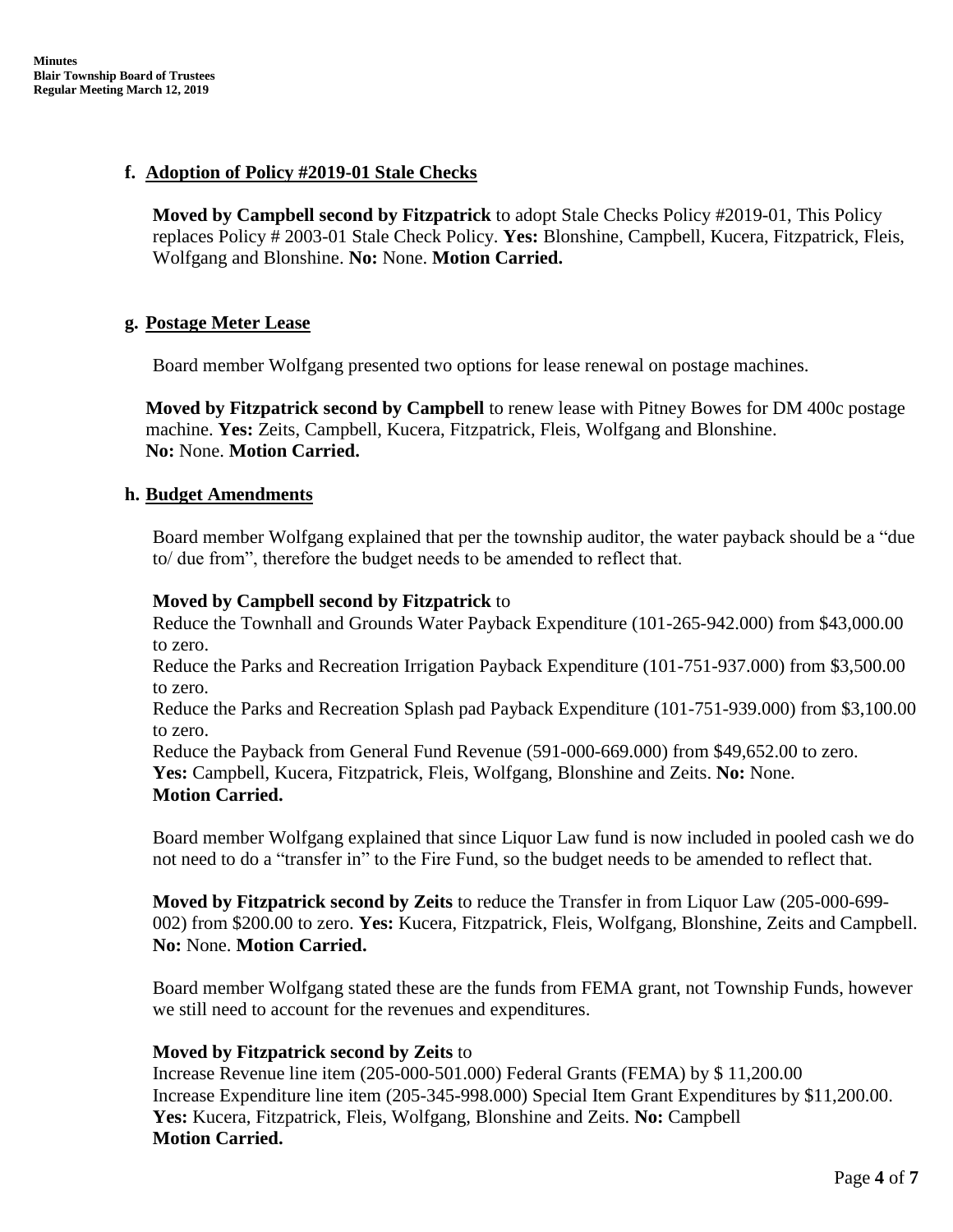**f. Adoption of Policy #2019-01 Stale Checks**

**Moved by Campbell second by Fitzpatrick** to adopt Stale Checks Policy #2019-01, This Policy replaces Policy # 2003-01 Stale Check Policy. **Yes:** Blonshine, Campbell, Kucera, Fitzpatrick, Fleis, Wolfgang and Blonshine. **No:** None. **Motion Carried.**

**g. Postage Meter Lease**

Board member Wolfgang presented two options for lease renewal on postage machines.

**Moved by Fitzpatrick second by Campbell** to renew lease with Pitney Bowes for DM 400c postage machine. **Yes:** Zeits, Campbell, Kucera, Fitzpatrick, Fleis, Wolfgang and Blonshine. **No:** None. **Motion Carried.**

**h. Budget Amendments**

Board member Wolfgang explained that per the township auditor, the water payback should be a "due to/ due from", therefore the budget needs to be amended to reflect that.

**Moved by Campbell second by Fitzpatrick** to
Reduce the Townhall and Grounds Water Payback Expenditure (101-265-942.000) from $43,000.00 to zero.
Reduce the Parks and Recreation Irrigation Payback Expenditure (101-751-937.000) from $3,500.00 to zero.
Reduce the Parks and Recreation Splash pad Payback Expenditure (101-751-939.000) from $3,100.00 to zero.
Reduce the Payback from General Fund Revenue (591-000-669.000) from $49,652.00 to zero.
**Yes:** Campbell, Kucera, Fitzpatrick, Fleis, Wolfgang, Blonshine and Zeits. **No:** None.
**Motion Carried.**

Board member Wolfgang explained that since Liquor Law fund is now included in pooled cash we do not need to do a "transfer in" to the Fire Fund, so the budget needs to be amended to reflect that.

**Moved by Fitzpatrick second by Zeits** to reduce the Transfer in from Liquor Law (205-000-699-002) from $200.00 to zero. **Yes:** Kucera, Fitzpatrick, Fleis, Wolfgang, Blonshine, Zeits and Campbell. **No:** None. **Motion Carried.**

Board member Wolfgang stated these are the funds from FEMA grant, not Township Funds, however we still need to account for the revenues and expenditures.

**Moved by Fitzpatrick second by Zeits** to
Increase Revenue line item (205-000-501.000) Federal Grants (FEMA) by $ 11,200.00
Increase Expenditure line item (205-345-998.000) Special Item Grant Expenditures by $11,200.00.
**Yes:** Kucera, Fitzpatrick, Fleis, Wolfgang, Blonshine and Zeits. **No:** Campbell
**Motion Carried.**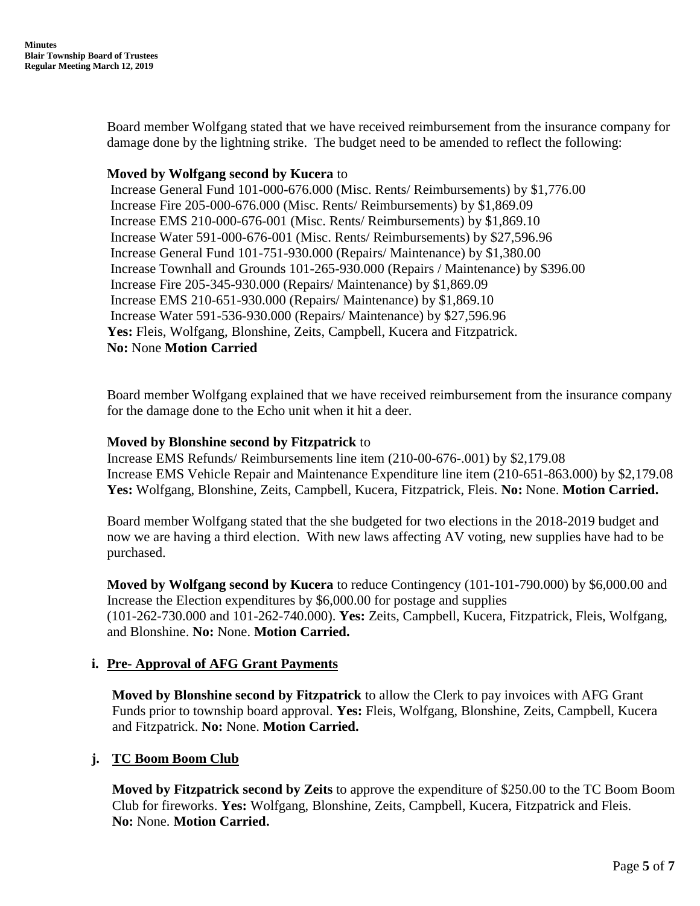Board member Wolfgang stated that we have received reimbursement from the insurance company for damage done by the lightning strike. The budget need to be amended to reflect the following:

**Moved by Wolfgang second by Kucera** to
Increase General Fund 101-000-676.000 (Misc. Rents/ Reimbursements) by $1,776.00
Increase Fire 205-000-676.000 (Misc. Rents/ Reimbursements) by $1,869.09
Increase EMS 210-000-676-001 (Misc. Rents/ Reimbursements) by $1,869.10
Increase Water 591-000-676-001 (Misc. Rents/ Reimbursements) by $27,596.96
Increase General Fund 101-751-930.000 (Repairs/ Maintenance) by $1,380.00
Increase Townhall and Grounds 101-265-930.000 (Repairs / Maintenance) by $396.00
Increase Fire 205-345-930.000 (Repairs/ Maintenance) by $1,869.09
Increase EMS 210-651-930.000 (Repairs/ Maintenance) by $1,869.10
Increase Water 591-536-930.000 (Repairs/ Maintenance) by $27,596.96
**Yes:** Fleis, Wolfgang, Blonshine, Zeits, Campbell, Kucera and Fitzpatrick.
**No:** None **Motion Carried**

Board member Wolfgang explained that we have received reimbursement from the insurance company for the damage done to the Echo unit when it hit a deer.

**Moved by Blonshine second by Fitzpatrick** to
Increase EMS Refunds/ Reimbursements line item (210-00-676-.001) by $2,179.08
Increase EMS Vehicle Repair and Maintenance Expenditure line item (210-651-863.000) by $2,179.08
**Yes:** Wolfgang, Blonshine, Zeits, Campbell, Kucera, Fitzpatrick, Fleis. **No:** None. **Motion Carried.**

Board member Wolfgang stated that the she budgeted for two elections in the 2018-2019 budget and now we are having a third election. With new laws affecting AV voting, new supplies have had to be purchased.

**Moved by Wolfgang second by Kucera** to reduce Contingency (101-101-790.000) by $6,000.00 and Increase the Election expenditures by $6,000.00 for postage and supplies (101-262-730.000 and 101-262-740.000). **Yes:** Zeits, Campbell, Kucera, Fitzpatrick, Fleis, Wolfgang, and Blonshine. **No:** None. **Motion Carried.**

**i. Pre- Approval of AFG Grant Payments**

**Moved by Blonshine second by Fitzpatrick** to allow the Clerk to pay invoices with AFG Grant Funds prior to township board approval. **Yes:** Fleis, Wolfgang, Blonshine, Zeits, Campbell, Kucera and Fitzpatrick. **No:** None. **Motion Carried.**

**j. TC Boom Boom Club**

**Moved by Fitzpatrick second by Zeits** to approve the expenditure of $250.00 to the TC Boom Boom Club for fireworks. **Yes:** Wolfgang, Blonshine, Zeits, Campbell, Kucera, Fitzpatrick and Fleis. **No:** None. **Motion Carried.**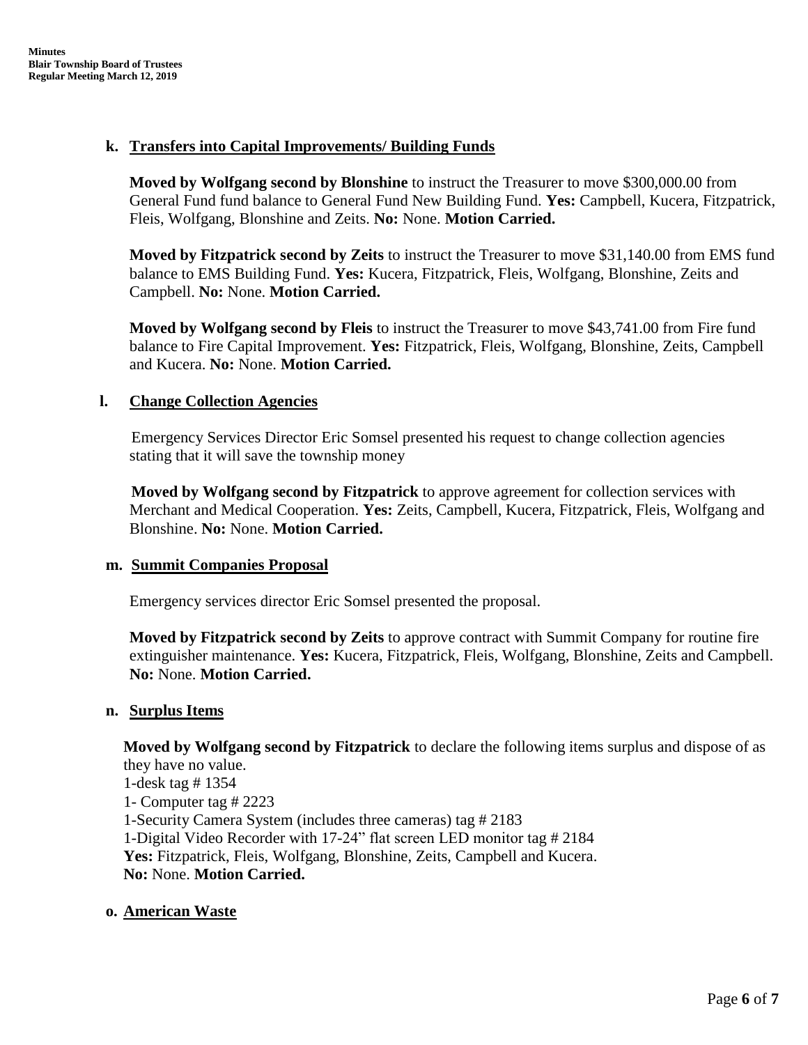**k. Transfers into Capital Improvements/ Building Funds**

**Moved by Wolfgang second by Blonshine** to instruct the Treasurer to move $300,000.00 from General Fund fund balance to General Fund New Building Fund. **Yes:** Campbell, Kucera, Fitzpatrick, Fleis, Wolfgang, Blonshine and Zeits. **No:** None. **Motion Carried.**

**Moved by Fitzpatrick second by Zeits** to instruct the Treasurer to move $31,140.00 from EMS fund balance to EMS Building Fund. **Yes:** Kucera, Fitzpatrick, Fleis, Wolfgang, Blonshine, Zeits and Campbell. **No:** None. **Motion Carried.**

**Moved by Wolfgang second by Fleis** to instruct the Treasurer to move $43,741.00 from Fire fund balance to Fire Capital Improvement. **Yes:** Fitzpatrick, Fleis, Wolfgang, Blonshine, Zeits, Campbell and Kucera. **No:** None. **Motion Carried.**

**l. Change Collection Agencies**

Emergency Services Director Eric Somsel presented his request to change collection agencies stating that it will save the township money

**Moved by Wolfgang second by Fitzpatrick** to approve agreement for collection services with Merchant and Medical Cooperation. **Yes:** Zeits, Campbell, Kucera, Fitzpatrick, Fleis, Wolfgang and Blonshine. **No:** None. **Motion Carried.**

**m. Summit Companies Proposal**

Emergency services director Eric Somsel presented the proposal.

**Moved by Fitzpatrick second by Zeits** to approve contract with Summit Company for routine fire extinguisher maintenance. **Yes:** Kucera, Fitzpatrick, Fleis, Wolfgang, Blonshine, Zeits and Campbell. **No:** None. **Motion Carried.**

**n. Surplus Items**

**Moved by Wolfgang second by Fitzpatrick** to declare the following items surplus and dispose of as they have no value.
1-desk tag # 1354
1- Computer tag # 2223
1-Security Camera System (includes three cameras) tag # 2183
1-Digital Video Recorder with 17-24" flat screen LED monitor tag # 2184
**Yes:** Fitzpatrick, Fleis, Wolfgang, Blonshine, Zeits, Campbell and Kucera.
**No:** None. **Motion Carried.**

**o. American Waste**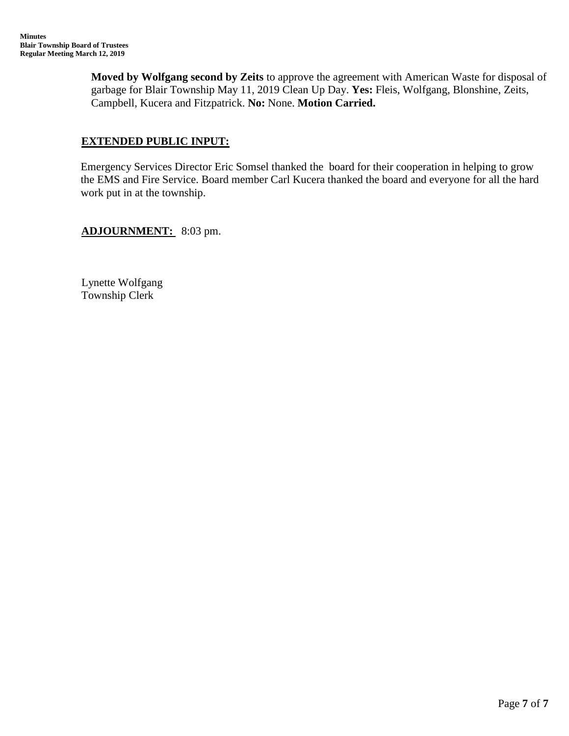**Moved by Wolfgang second by Zeits** to approve the agreement with American Waste for disposal of garbage for Blair Township May 11, 2019 Clean Up Day. **Yes:** Fleis, Wolfgang, Blonshine, Zeits, Campbell, Kucera and Fitzpatrick. **No:** None. **Motion Carried.**

## EXTENDED PUBLIC INPUT:

Emergency Services Director Eric Somsel thanked the board for their cooperation in helping to grow the EMS and Fire Service. Board member Carl Kucera thanked the board and everyone for all the hard work put in at the township.

**ADJOURNMENT:** 8:03 pm.

Lynette Wolfgang
Township Clerk